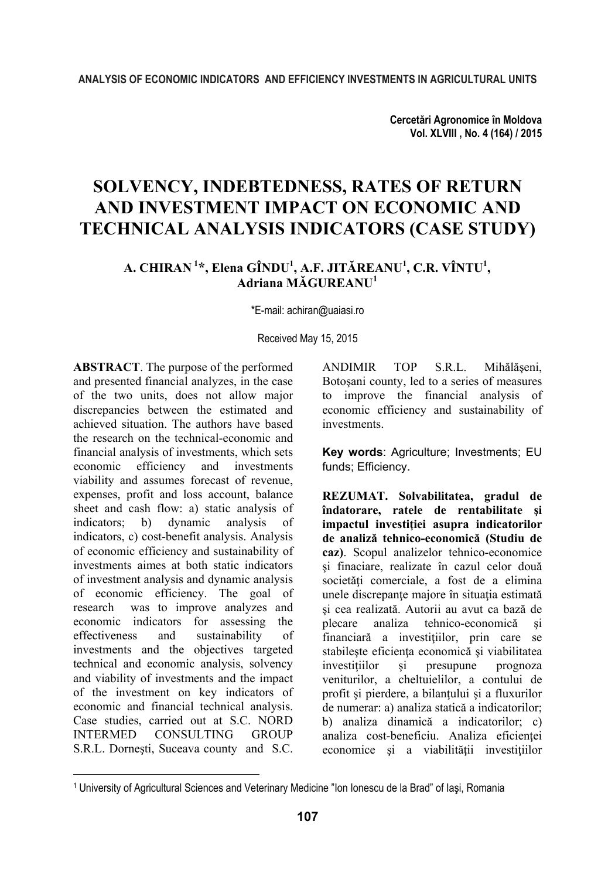# SOLVENCY, INDEBTEDNESS, RATES OF RETURN AND INVESTMENT IMPACT ON ECONOMIC AND TECHNICAL ANALYSIS INDICATORS (CASE STUDY)

**A. CHIRAN [1]*, Elena GÎNDU[1], A.F. JITĂREANU[1], C.R. VÎNTU[1], Adriana MĂGUREANU[1]**

*E-mail: achiran@uaiasi.ro

Received May 15, 2015

**ABSTRACT**. The purpose of the performed and presented financial analyzes, in the case of the two units, does not allow major discrepancies between the estimated and achieved situation. The authors have based the research on the technical-economic and financial analysis of investments, which sets economic efficiency and investments viability and assumes forecast of revenue, expenses, profit and loss account, balance sheet and cash flow: a) static analysis of indicators; b) dynamic analysis of indicators, c) cost-benefit analysis. Analysis of economic efficiency and sustainability of investments aimes at both static indicators of investment analysis and dynamic analysis of economic efficiency. The goal of research was to improve analyzes and economic indicators for assessing the effectiveness and sustainability of investments and the objectives targeted technical and economic analysis, solvency and viability of investments and the impact of the investment on key indicators of economic and financial technical analysis. Case studies, carried out at S.C. NORD INTERMED CONSULTING GROUP S.R.L. Dorneşti, Suceava county and S.C. ANDIMIR TOP S.R.L. Mihălăşeni, Botoşani county, led to a series of measures to improve the financial analysis of economic efficiency and sustainability of investments.

**Key words**: Agriculture; Investments; EU funds; Efficiency.

**REZUMAT. Solvabilitatea, gradul de îndatorare, ratele de rentabilitate şi impactul investiţiei asupra indicatorilor de analiză tehnico-economică (Studiu de caz)**. Scopul analizelor tehnico-economice şi finaciare, realizate în cazul celor două societăţi comerciale, a fost de a elimina unele discrepanţe majore în situaţia estimată şi cea realizată. Autorii au avut ca bază de plecare analiza tehnico-economică şi financiară a investiţiilor, prin care se stabileşte eficienţa economică şi viabilitatea investiţiilor şi presupune prognoza veniturilor, a cheltuielilor, a contului de profit şi pierdere, a bilanţului şi a fluxurilor de numerar: a) analiza statică a indicatorilor; b) analiza dinamică a indicatorilor; c) analiza cost-beneficiu. Analiza eficienţei economice şi a viabilităţii investiţiilor

---

[1] University of Agricultural Sciences and Veterinary Medicine "Ion Ionescu de la Brad" of Iaşi, Romania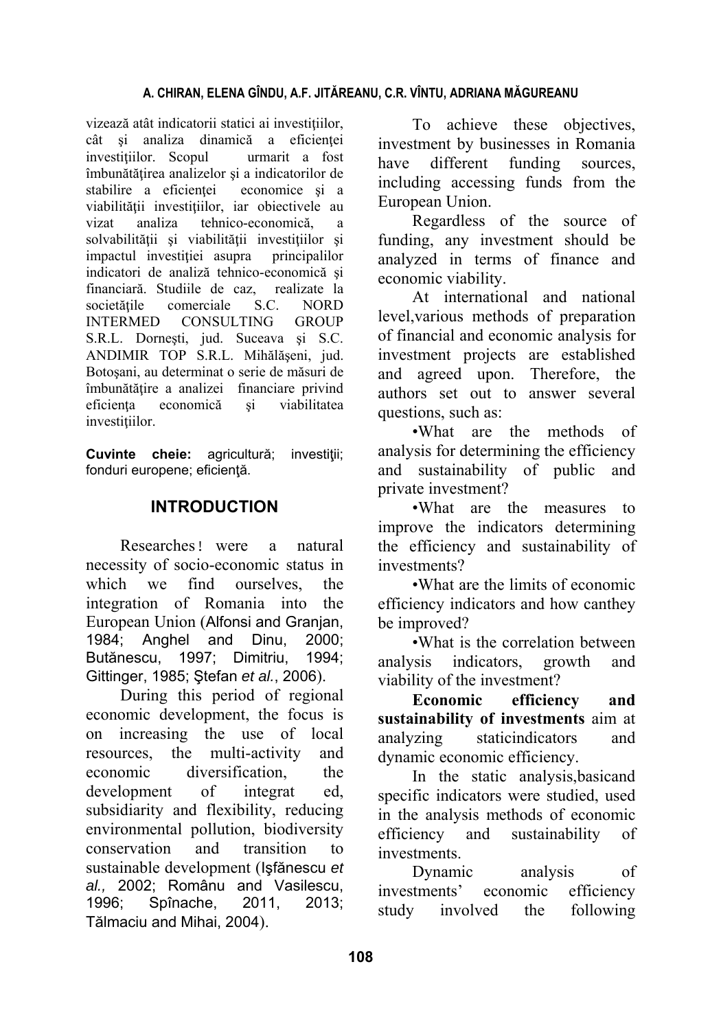vizează atât indicatorii statici ai investiţiilor, cât şi analiza dinamică a eficienţei investiţiilor. Scopul urmarit a fost îmbunătăţirea analizelor şi a indicatorilor de stabilire a eficienţei economice şi a viabilităţii investiţiilor, iar obiectivele au vizat analiza tehnico-economică, a solvabilităţii şi viabilităţii investiţiilor şi impactul investiţiei asupra principalilor indicatori de analiză tehnico-economică şi financiară. Studiile de caz, realizate la societăţile comerciale S.C. NORD INTERMED CONSULTING GROUP S.R.L. Dorneşti, jud. Suceava şi S.C. ANDIMIR TOP S.R.L. Mihălăşeni, jud. Botoşani, au determinat o serie de măsuri de îmbunătăţire a analizei financiare privind eficienţa economică şi viabilitatea investiţiilor.

**Cuvinte cheie:** agricultură; investiţii; fonduri europene; eficienţă.

## INTRODUCTION

Researches ! were a natural necessity of socio-economic status in which we find ourselves, the integration of Romania into the European Union (Alfonsi and Granjan, 1984; Anghel and Dinu, 2000; Butănescu, 1997; Dimitriu, 1994; Gittinger, 1985; Ştefan *et al.*, 2006).

During this period of regional economic development, the focus is on increasing the use of local resources, the multi-activity and economic diversification, the development of integrat ed, subsidiarity and flexibility, reducing environmental pollution, biodiversity conservation and transition to sustainable development (Işfănescu *et al.,* 2002; Românu and Vasilescu, 1996; Spînache, 2011, 2013; Tălmaciu and Mihai, 2004).

To achieve these objectives, investment by businesses in Romania have different funding sources, including accessing funds from the European Union.

Regardless of the source of funding, any investment should be analyzed in terms of finance and economic viability.

At international and national level,various methods of preparation of financial and economic analysis for investment projects are established and agreed upon. Therefore, the authors set out to answer several questions, such as:

- What are the methods of analysis for determining the efficiency and sustainability of public and private investment?
- What are the measures to improve the indicators determining the efficiency and sustainability of investments?
- What are the limits of economic efficiency indicators and how canthey be improved?
- What is the correlation between analysis indicators, growth and viability of the investment?

**Economic efficiency and sustainability of investments** aim at analyzing staticindicators and dynamic economic efficiency.

In the static analysis,basicand specific indicators were studied, used in the analysis methods of economic efficiency and sustainability of investments.

Dynamic analysis of investments' economic efficiency study involved the following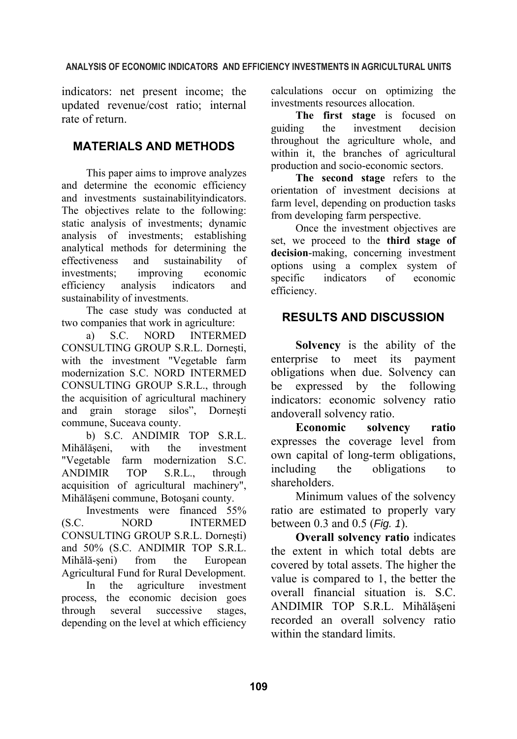indicators: net present income; the updated revenue/cost ratio; internal rate of return.

## MATERIALS AND METHODS

This paper aims to improve analyzes and determine the economic efficiency and investments sustainabilityindicators. The objectives relate to the following: static analysis of investments; dynamic analysis of investments; establishing analytical methods for determining the effectiveness and sustainability of investments; improving economic efficiency analysis indicators and sustainability of investments.

The case study was conducted at two companies that work in agriculture:

a) S.C. NORD INTERMED CONSULTING GROUP S.R.L. Dorneşti, with the investment "Vegetable farm modernization S.C. NORD INTERMED CONSULTING GROUP S.R.L., through the acquisition of agricultural machinery and grain storage silos", Dorneşti commune, Suceava county.

b) S.C. ANDIMIR TOP S.R.L. Mihălăşeni, with the investment "Vegetable farm modernization S.C. ANDIMIR TOP S.R.L., through acquisition of agricultural machinery", Mihălăşeni commune, Botoşani county.

Investments were financed 55% (S.C. NORD INTERMED CONSULTING GROUP S.R.L. Dorneşti) and 50% (S.C. ANDIMIR TOP S.R.L. Mihălă-şeni) from the European Agricultural Fund for Rural Development.

In the agriculture investment process, the economic decision goes through several successive stages, depending on the level at which efficiency calculations occur on optimizing the investments resources allocation.

**The first stage** is focused on guiding the investment decision throughout the agriculture whole, and within it, the branches of agricultural production and socio-economic sectors.

**The second stage** refers to the orientation of investment decisions at farm level, depending on production tasks from developing farm perspective.

Once the investment objectives are set, we proceed to the **third stage of decision**-making, concerning investment options using a complex system of specific indicators of economic efficiency.

## RESULTS AND DISCUSSION

**Solvency** is the ability of the enterprise to meet its payment obligations when due. Solvency can be expressed by the following indicators: economic solvency ratio andoverall solvency ratio.

**Economic solvency ratio** expresses the coverage level from own capital of long-term obligations, including the obligations to shareholders.

Minimum values of the solvency ratio are estimated to properly vary between 0.3 and 0.5 (*Fig. 1*).

**Overall solvency ratio** indicates the extent in which total debts are covered by total assets. The higher the value is compared to 1, the better the overall financial situation is. S.C. ANDIMIR TOP S.R.L. Mihălăşeni recorded an overall solvency ratio within the standard limits.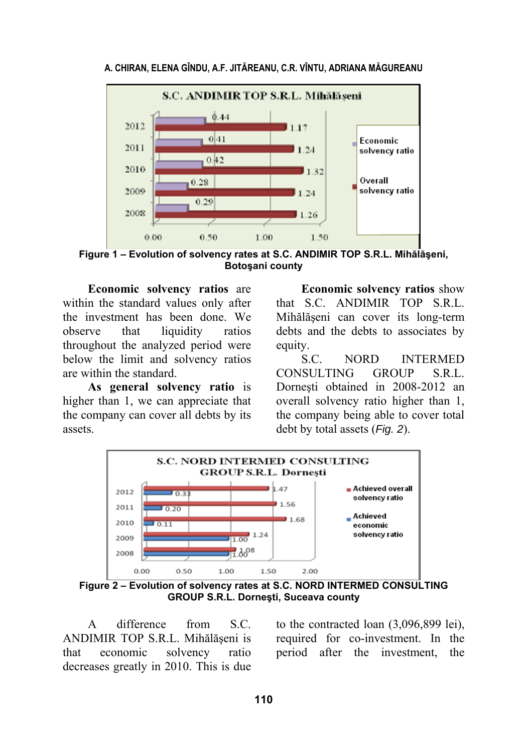Figure 1 – Evolution of solvency rates at S.C. ANDIMIR TOP S.R.L. Mihălăşeni, Botoşani county

**Economic solvency ratios** are within the standard values only after the investment has been done. We observe that liquidity ratios throughout the analyzed period were below the limit and solvency ratios are within the standard.

**As general solvency ratio** is higher than 1, we can appreciate that the company can cover all debts by its assets.

**Economic solvency ratios** show that S.C. ANDIMIR TOP S.R.L. Mihălăşeni can cover its long-term debts and the debts to associates by equity.

S.C. NORD INTERMED CONSULTING GROUP S.R.L. Dorneşti obtained in 2008-2012 an overall solvency ratio higher than 1, the company being able to cover total debt by total assets (*Fig. 2*).

Figure 2 – Evolution of solvency rates at S.C. NORD INTERMED CONSULTING GROUP S.R.L. Dorneşti, Suceava county

A difference from S.C. ANDIMIR TOP S.R.L. Mihălăşeni is that economic solvency ratio decreases greatly in 2010. This is due to the contracted loan (3,096,899 lei), required for co-investment. In the period after the investment, the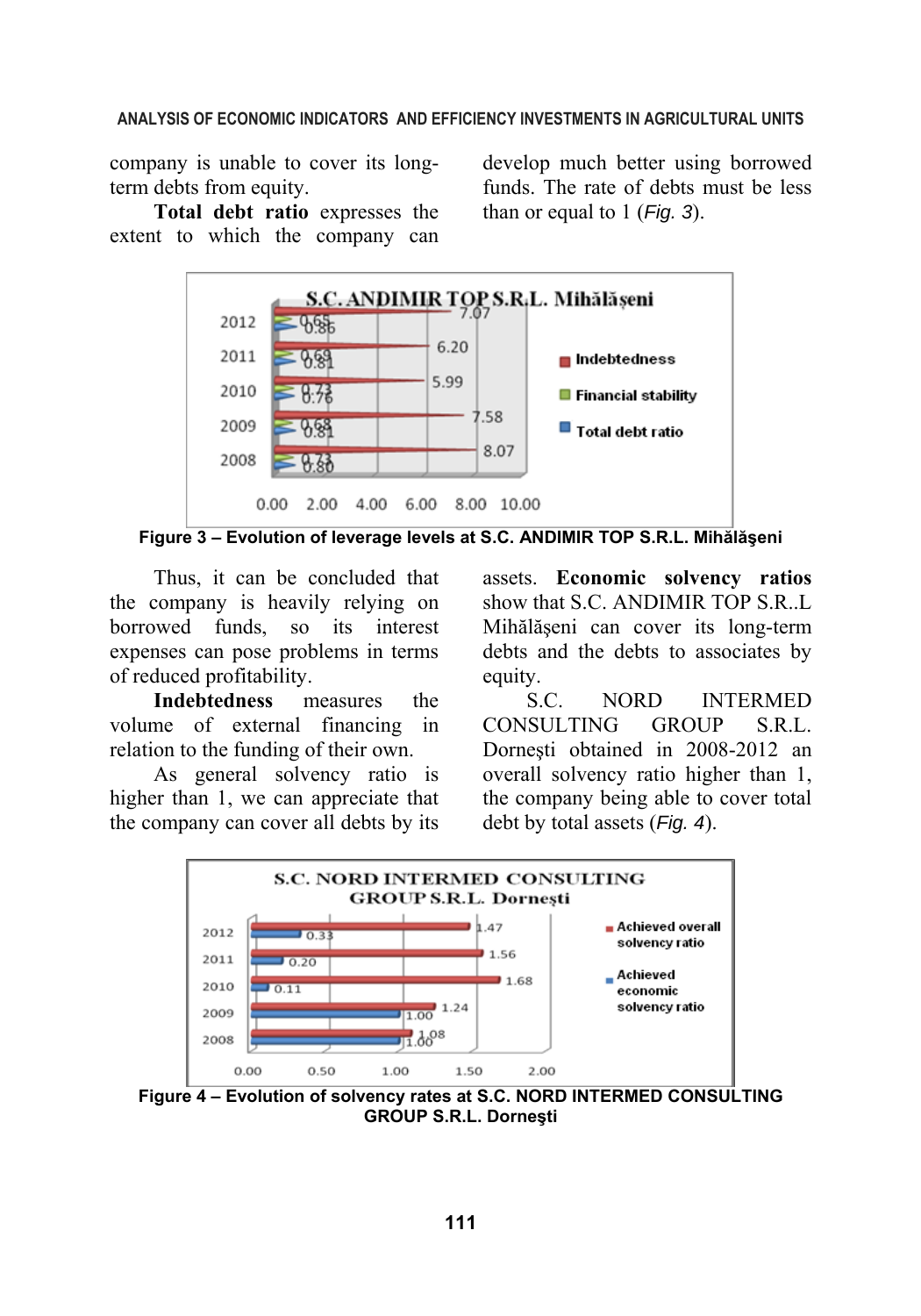company is unable to cover its long-term debts from equity.

**Total debt ratio** expresses the extent to which the company can develop much better using borrowed funds. The rate of debts must be less than or equal to 1 (*Fig. 3*).

**Figure 3 – Evolution of leverage levels at S.C. ANDIMIR TOP S.R.L. Mihălăşeni**

Thus, it can be concluded that the company is heavily relying on borrowed funds, so its interest expenses can pose problems in terms of reduced profitability.

**Indebtedness** measures the volume of external financing in relation to the funding of their own.

As general solvency ratio is higher than 1, we can appreciate that the company can cover all debts by its assets. **Economic solvency ratios** show that S.C. ANDIMIR TOP S.R..L Mihălăşeni can cover its long-term debts and the debts to associates by equity.

S.C. NORD INTERMED CONSULTING GROUP S.R.L. Dorneşti obtained in 2008-2012 an overall solvency ratio higher than 1, the company being able to cover total debt by total assets (*Fig. 4*).

**Figure 4 – Evolution of solvency rates at S.C. NORD INTERMED CONSULTING GROUP S.R.L. Dorneşti**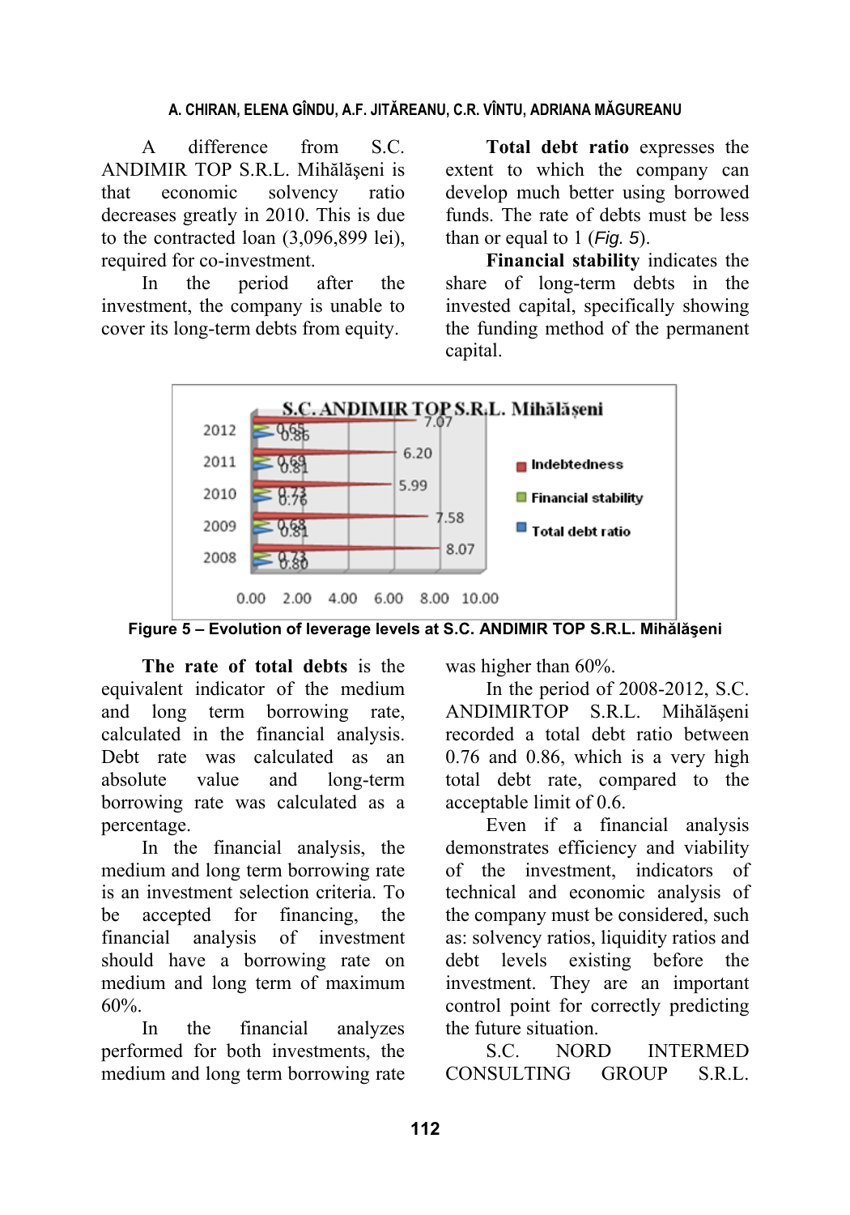A difference from S.C. ANDIMIR TOP S.R.L. Mihălăşeni is that economic solvency ratio decreases greatly in 2010. This is due to the contracted loan (3,096,899 lei), required for co-investment.

In the period after the investment, the company is unable to cover its long-term debts from equity.

**Total debt ratio** expresses the extent to which the company can develop much better using borrowed funds. The rate of debts must be less than or equal to 1 (*Fig. 5*).

**Financial stability** indicates the share of long-term debts in the invested capital, specifically showing the funding method of the permanent capital.

**Figure 5 – Evolution of leverage levels at S.C. ANDIMIR TOP S.R.L. Mihălăşeni**

**The rate of total debts** is the equivalent indicator of the medium and long term borrowing rate, calculated in the financial analysis. Debt rate was calculated as an absolute value and long-term borrowing rate was calculated as a percentage.

In the financial analysis, the medium and long term borrowing rate is an investment selection criteria. To be accepted for financing, the financial analysis of investment should have a borrowing rate on medium and long term of maximum 60%.

In the financial analyzes performed for both investments, the medium and long term borrowing rate was higher than 60%.

In the period of 2008-2012, S.C. ANDIMIRTOP S.R.L. Mihălăşeni recorded a total debt ratio between 0.76 and 0.86, which is a very high total debt rate, compared to the acceptable limit of 0.6.

Even if a financial analysis demonstrates efficiency and viability of the investment, indicators of technical and economic analysis of the company must be considered, such as: solvency ratios, liquidity ratios and debt levels existing before the investment. They are an important control point for correctly predicting the future situation.

S.C. NORD INTERMED CONSULTING GROUP S.R.L.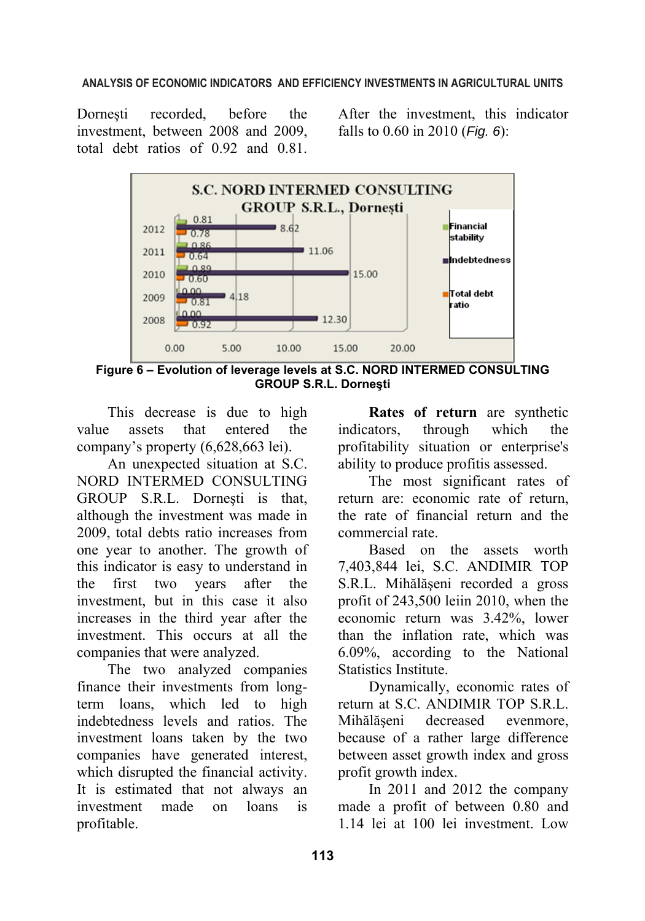Dorneşti recorded, before the investment, between 2008 and 2009, total debt ratios of 0.92 and 0.81. After the investment, this indicator falls to 0.60 in 2010 (*Fig. 6*):

**Figure 6 – Evolution of leverage levels at S.C. NORD INTERMED CONSULTING GROUP S.R.L. Dorneşti**

This decrease is due to high value assets that entered the company's property (6,628,663 lei).

An unexpected situation at S.C. NORD INTERMED CONSULTING GROUP S.R.L. Dorneşti is that, although the investment was made in 2009, total debts ratio increases from one year to another. The growth of this indicator is easy to understand in the first two years after the investment, but in this case it also increases in the third year after the investment. This occurs at all the companies that were analyzed.

The two analyzed companies finance their investments from long-term loans, which led to high indebtedness levels and ratios. The investment loans taken by the two companies have generated interest, which disrupted the financial activity. It is estimated that not always an investment made on loans is profitable.

**Rates of return** are synthetic indicators, through which the profitability situation or enterprise's ability to produce profitis assessed.

The most significant rates of return are: economic rate of return, the rate of financial return and the commercial rate.

Based on the assets worth 7,403,844 lei, S.C. ANDIMIR TOP S.R.L. Mihălăşeni recorded a gross profit of 243,500 leiin 2010, when the economic return was 3.42%, lower than the inflation rate, which was 6.09%, according to the National Statistics Institute.

Dynamically, economic rates of return at S.C. ANDIMIR TOP S.R.L. Mihălăşeni decreased evenmore, because of a rather large difference between asset growth index and gross profit growth index.

In 2011 and 2012 the company made a profit of between 0.80 and 1.14 lei at 100 lei investment. Low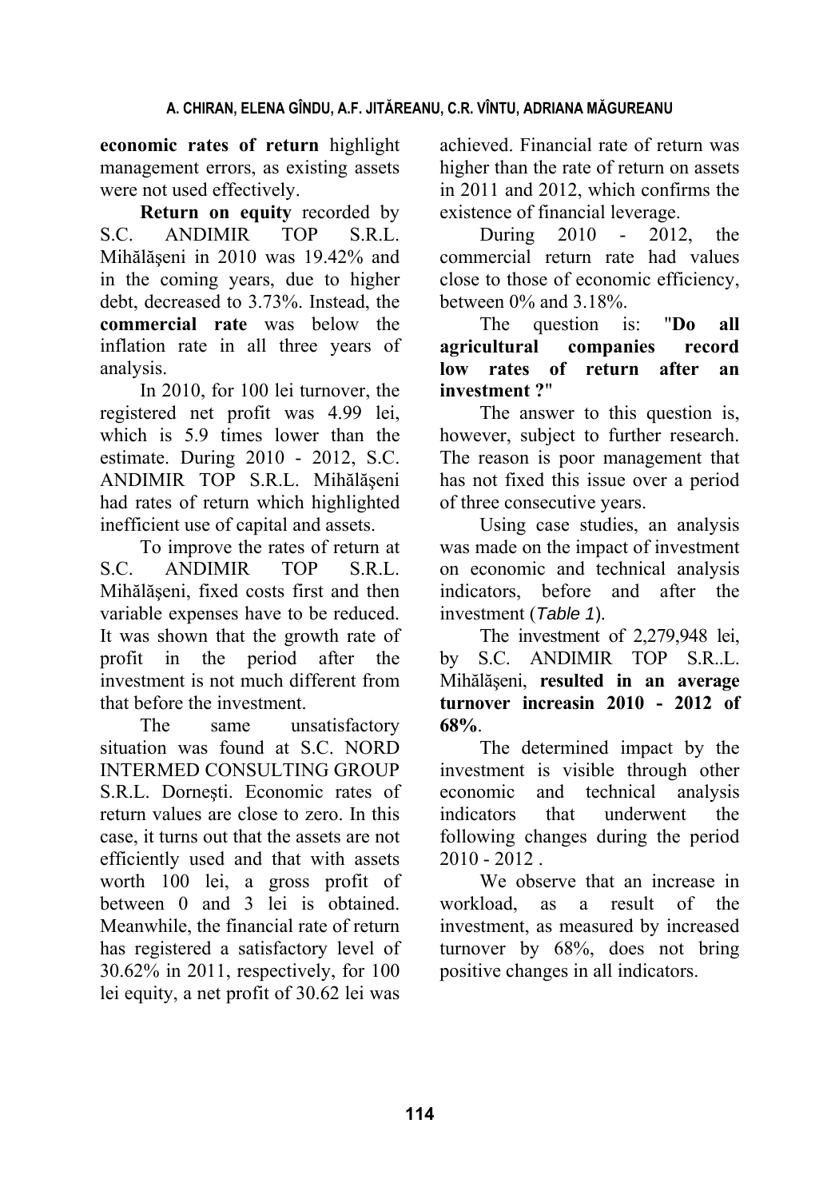**economic rates of return** highlight management errors, as existing assets were not used effectively.

**Return on equity** recorded by S.C. ANDIMIR TOP S.R.L. Mihălăşeni in 2010 was 19.42% and in the coming years, due to higher debt, decreased to 3.73%. Instead, the **commercial rate** was below the inflation rate in all three years of analysis.

In 2010, for 100 lei turnover, the registered net profit was 4.99 lei, which is 5.9 times lower than the estimate. During 2010 - 2012, S.C. ANDIMIR TOP S.R.L. Mihălăşeni had rates of return which highlighted inefficient use of capital and assets.

To improve the rates of return at S.C. ANDIMIR TOP S.R.L. Mihălăşeni, fixed costs first and then variable expenses have to be reduced. It was shown that the growth rate of profit in the period after the investment is not much different from that before the investment.

The same unsatisfactory situation was found at S.C. NORD INTERMED CONSULTING GROUP S.R.L. Dorneşti. Economic rates of return values are close to zero. In this case, it turns out that the assets are not efficiently used and that with assets worth 100 lei, a gross profit of between 0 and 3 lei is obtained. Meanwhile, the financial rate of return has registered a satisfactory level of 30.62% in 2011, respectively, for 100 lei equity, a net profit of 30.62 lei was achieved. Financial rate of return was higher than the rate of return on assets in 2011 and 2012, which confirms the existence of financial leverage.

During 2010 - 2012, the commercial return rate had values close to those of economic efficiency, between 0% and 3.18%.

The question is: "**Do all agricultural companies record low rates of return after an investment ?**"

The answer to this question is, however, subject to further research. The reason is poor management that has not fixed this issue over a period of three consecutive years.

Using case studies, an analysis was made on the impact of investment on economic and technical analysis indicators, before and after the investment (*Table 1*).

The investment of 2,279,948 lei, by S.C. ANDIMIR TOP S.R..L. Mihălăşeni, **resulted in an average turnover increasin 2010 - 2012 of 68%**.

The determined impact by the investment is visible through other economic and technical analysis indicators that underwent the following changes during the period 2010 - 2012 .

We observe that an increase in workload, as a result of the investment, as measured by increased turnover by 68%, does not bring positive changes in all indicators.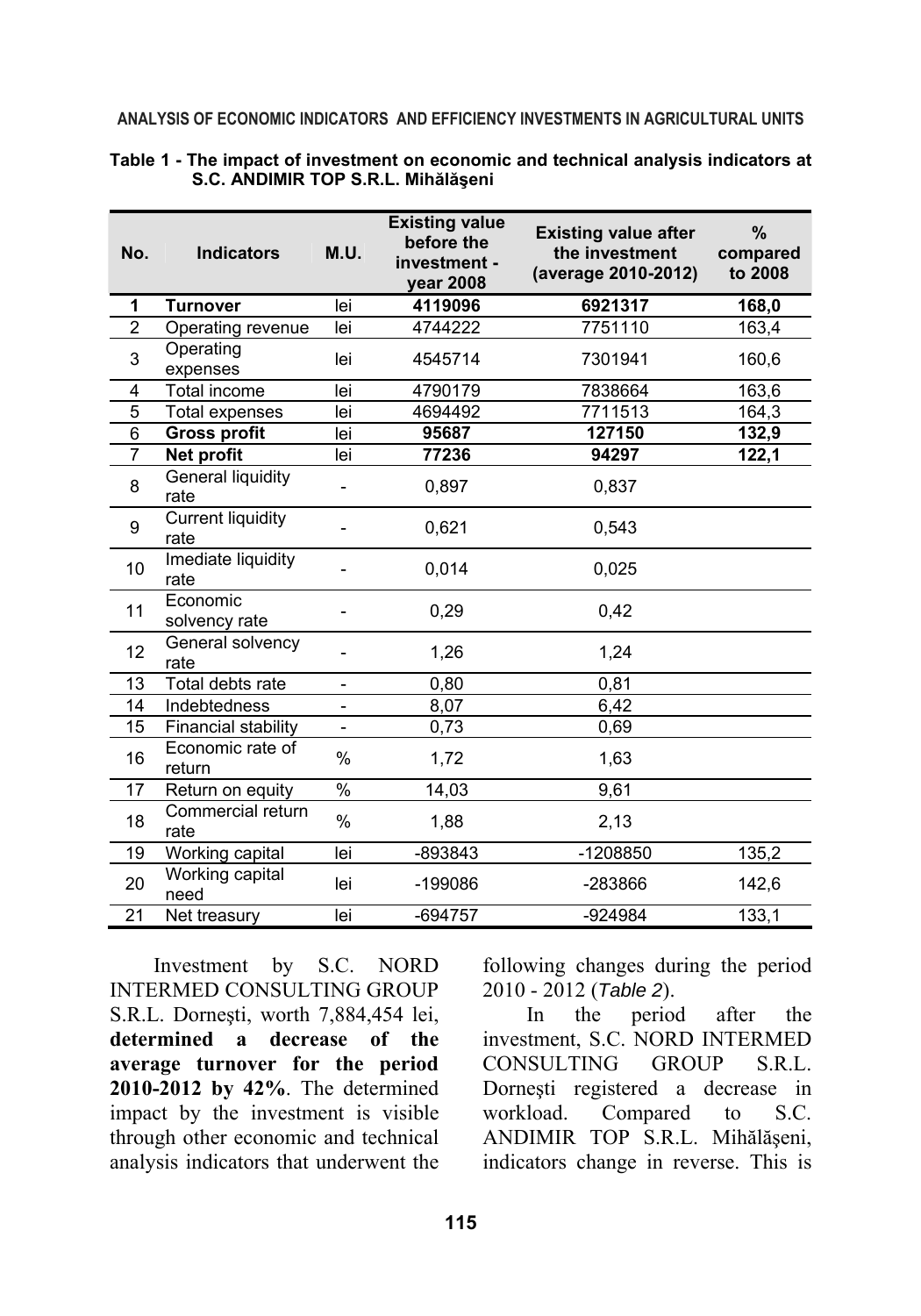**Table 1 - The impact of investment on economic and technical analysis indicators at S.C. ANDIMIR TOP S.R.L. Mihălăşeni**

| No. | Indicators | M.U. | Existing value before the investment - year 2008 | Existing value after the investment (average 2010-2012) | % compared to 2008 |
|---|---|---|---|---|---|
| **1** | **Turnover** | lei | **4119096** | **6921317** | **168,0** |
| 2 | Operating revenue | lei | 4744222 | 7751110 | 163,4 |
| 3 | Operating expenses | lei | 4545714 | 7301941 | 160,6 |
| 4 | Total income | lei | 4790179 | 7838664 | 163,6 |
| 5 | Total expenses | lei | 4694492 | 7711513 | 164,3 |
| 6 | **Gross profit** | lei | **95687** | **127150** | **132,9** |
| 7 | **Net profit** | lei | **77236** | **94297** | **122,1** |
| 8 | General liquidity rate | - | 0,897 | 0,837 | |
| 9 | Current liquidity rate | - | 0,621 | 0,543 | |
| 10 | Imediate liquidity rate | - | 0,014 | 0,025 | |
| 11 | Economic solvency rate | - | 0,29 | 0,42 | |
| 12 | General solvency rate | - | 1,26 | 1,24 | |
| 13 | Total debts rate | - | 0,80 | 0,81 | |
| 14 | Indebtedness | - | 8,07 | 6,42 | |
| 15 | Financial stability | - | 0,73 | 0,69 | |
| 16 | Economic rate of return | % | 1,72 | 1,63 | |
| 17 | Return on equity | % | 14,03 | 9,61 | |
| 18 | Commercial return rate | % | 1,88 | 2,13 | |
| 19 | Working capital | lei | -893843 | -1208850 | 135,2 |
| 20 | Working capital need | lei | -199086 | -283866 | 142,6 |
| 21 | Net treasury | lei | -694757 | -924984 | 133,1 |

Investment by S.C. NORD INTERMED CONSULTING GROUP S.R.L. Dorneşti, worth 7,884,454 lei, **determined a decrease of the average turnover for the period 2010-2012 by 42%**. The determined impact by the investment is visible through other economic and technical analysis indicators that underwent the following changes during the period 2010 - 2012 (*Table 2*).

In the period after the investment, S.C. NORD INTERMED CONSULTING GROUP S.R.L. Dorneşti registered a decrease in workload. Compared to S.C. ANDIMIR TOP S.R.L. Mihălăşeni, indicators change in reverse. This is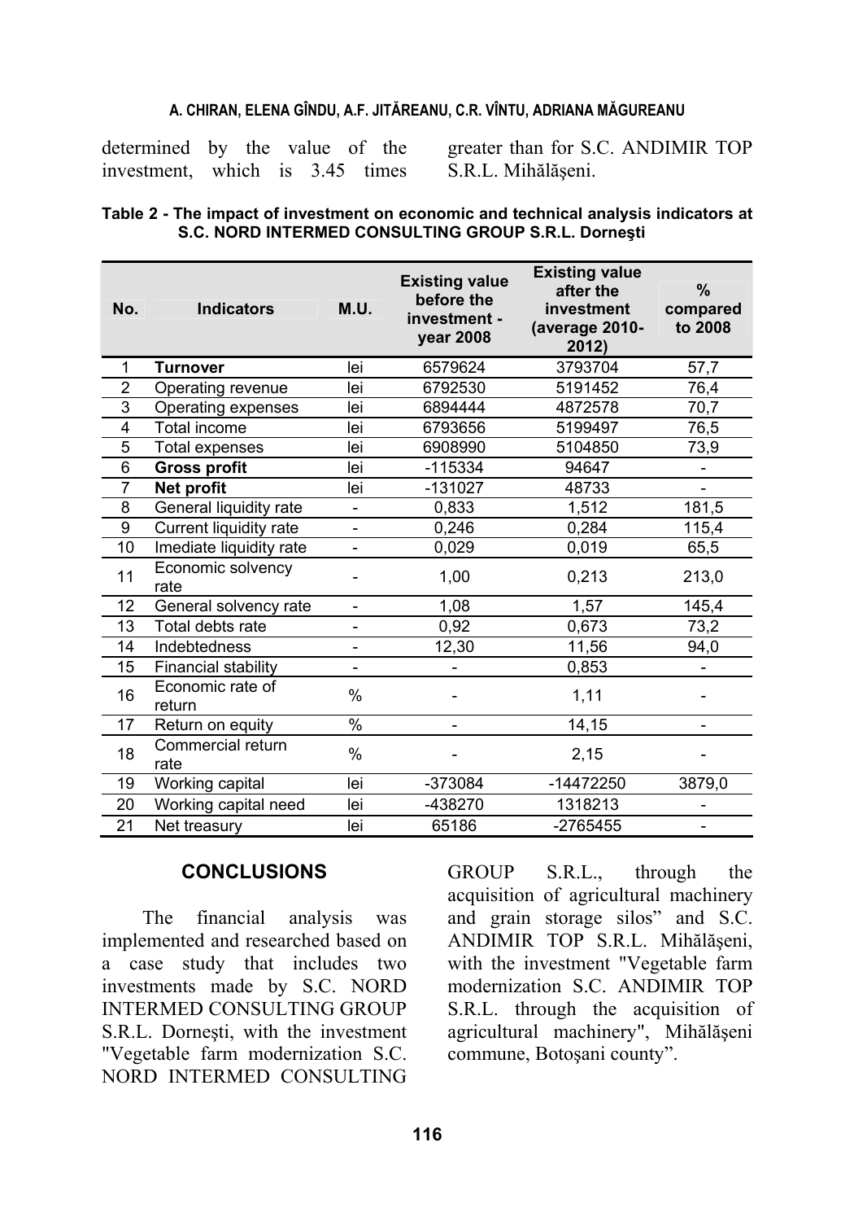determined by the value of the investment, which is 3.45 times greater than for S.C. ANDIMIR TOP S.R.L. Mihălăşeni.

**Table 2 - The impact of investment on economic and technical analysis indicators at S.C. NORD INTERMED CONSULTING GROUP S.R.L. Dorneşti**

| No. | Indicators | M.U. | Existing value before the investment - year 2008 | Existing value after the investment (average 2010-2012) | % compared to 2008 |
|---|---|---|---|---|---|
| 1 | **Turnover** | lei | 6579624 | 3793704 | 57,7 |
| 2 | Operating revenue | lei | 6792530 | 5191452 | 76,4 |
| 3 | Operating expenses | lei | 6894444 | 4872578 | 70,7 |
| 4 | Total income | lei | 6793656 | 5199497 | 76,5 |
| 5 | Total expenses | lei | 6908990 | 5104850 | 73,9 |
| 6 | **Gross profit** | lei | -115334 | 94647 | - |
| 7 | **Net profit** | lei | -131027 | 48733 | - |
| 8 | General liquidity rate | - | 0,833 | 1,512 | 181,5 |
| 9 | Current liquidity rate | - | 0,246 | 0,284 | 115,4 |
| 10 | Imediate liquidity rate | - | 0,029 | 0,019 | 65,5 |
| 11 | Economic solvency rate | - | 1,00 | 0,213 | 213,0 |
| 12 | General solvency rate | - | 1,08 | 1,57 | 145,4 |
| 13 | Total debts rate | - | 0,92 | 0,673 | 73,2 |
| 14 | Indebtedness | - | 12,30 | 11,56 | 94,0 |
| 15 | Financial stability | - | - | 0,853 | - |
| 16 | Economic rate of return | % | - | 1,11 | - |
| 17 | Return on equity | % | - | 14,15 | - |
| 18 | Commercial return rate | % | - | 2,15 | - |
| 19 | Working capital | lei | -373084 | -14472250 | 3879,0 |
| 20 | Working capital need | lei | -438270 | 1318213 | - |
| 21 | Net treasury | lei | 65186 | -2765455 | - |

## CONCLUSIONS

The financial analysis was implemented and researched based on a case study that includes two investments made by S.C. NORD INTERMED CONSULTING GROUP S.R.L. Dorneşti, with the investment "Vegetable farm modernization S.C. NORD INTERMED CONSULTING GROUP S.R.L., through the acquisition of agricultural machinery and grain storage silos" and S.C. ANDIMIR TOP S.R.L. Mihălăşeni, with the investment "Vegetable farm modernization S.C. ANDIMIR TOP S.R.L. through the acquisition of agricultural machinery", Mihălăşeni commune, Botoşani county".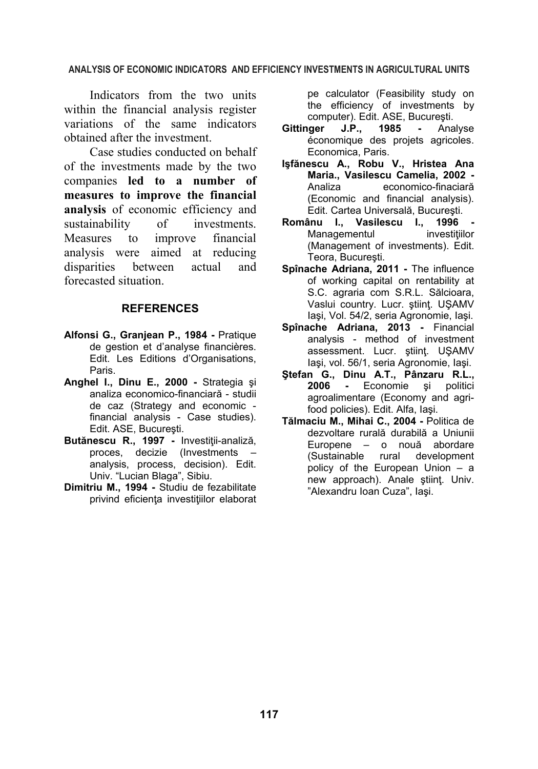Indicators from the two units within the financial analysis register variations of the same indicators obtained after the investment.

Case studies conducted on behalf of the investments made by the two companies **led to a number of measures to improve the financial analysis** of economic efficiency and sustainability of investments. Measures to improve financial analysis were aimed at reducing disparities between actual and forecasted situation.

## REFERENCES

- **Alfonsi G., Granjean P., 1984 -** Pratique de gestion et d'analyse financières. Edit. Les Editions d'Organisations, Paris.
- **Anghel I., Dinu E., 2000 -** Strategia şi analiza economico-financiară - studii de caz (Strategy and economic - financial analysis - Case studies). Edit. ASE, Bucureşti.
- **Butănescu R., 1997 -** Investiţii-analiză, proces, decizie (Investments – analysis, process, decision). Edit. Univ. "Lucian Blaga", Sibiu.
- **Dimitriu M., 1994 -** Studiu de fezabilitate privind eficienţa investiţiilor elaborat pe calculator (Feasibility study on the efficiency of investments by computer). Edit. ASE, Bucureşti.
- **Gittinger J.P., 1985 -** Analyse économique des projets agricoles. Economica, Paris.
- **Işfănescu A., Robu V., Hristea Ana Maria., Vasilescu Camelia, 2002 -** Analiza economico-finaciară (Economic and financial analysis). Edit. Cartea Universală, Bucureşti.
- **Românu I., Vasilescu I., 1996 -** Managementul investiţiilor (Management of investments). Edit. Teora, Bucureşti.
- **Spînache Adriana, 2011 -** The influence of working capital on rentability at S.C. agraria com S.R.L. Sălcioara, Vaslui country. Lucr. ştiinţ. UŞAMV Iaşi, Vol. 54/2, seria Agronomie, Iaşi.
- **Spînache Adriana, 2013 -** Financial analysis - method of investment assessment. Lucr. ştiinţ. UŞAMV Iaşi, vol. 56/1, seria Agronomie, Iaşi.
- **Ştefan G., Dinu A.T., Pânzaru R.L., 2006 -** Economie şi politici agroalimentare (Economy and agri-food policies). Edit. Alfa, Iaşi.
- **Tălmaciu M., Mihai C., 2004 -** Politica de dezvoltare rurală durabilă a Uniunii Europene – o nouă abordare (Sustainable rural development policy of the European Union – a new approach). Anale ştiinţ. Univ. "Alexandru Ioan Cuza", Iaşi.